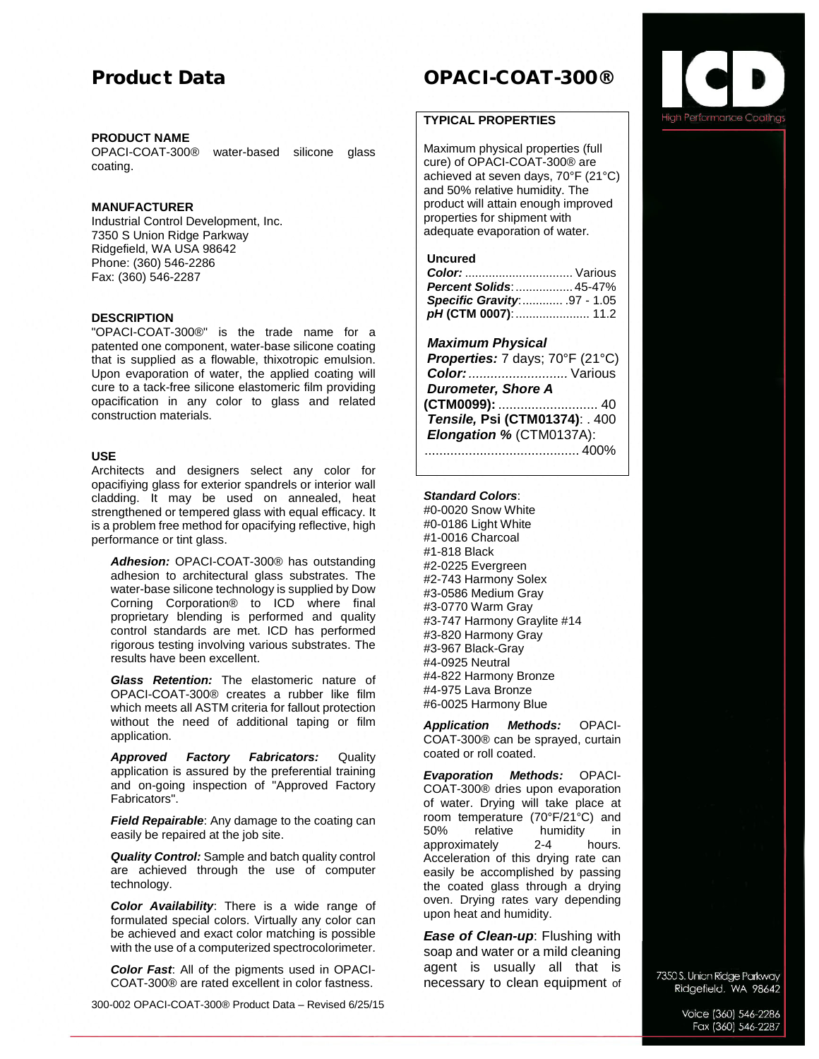# Product Data

# OPACI-COAT-300®

## PRODUCT NAME

OPACI-COAT-300® water-based silicone glass coating.

## MANUFACTURER

Industrial Control Development, Inc.
7350 S Union Ridge Parkway
Ridgefield, WA USA 98642
Phone: (360) 546-2286
Fax: (360) 546-2287

## DESCRIPTION

"OPACI-COAT-300®" is the trade name for a patented one component, water-base silicone coating that is supplied as a flowable, thixotropic emulsion. Upon evaporation of water, the applied coating will cure to a tack-free silicone elastomeric film providing opacification in any color to glass and related construction materials.

## USE

Architects and designers select any color for opacifiying glass for exterior spandrels or interior wall cladding. It may be used on annealed, heat strengthened or tempered glass with equal efficacy. It is a problem free method for opacifying reflective, high performance or tint glass.

***Adhesion:*** OPACI-COAT-300® has outstanding adhesion to architectural glass substrates. The water-base silicone technology is supplied by Dow Corning Corporation® to ICD where final proprietary blending is performed and quality control standards are met. ICD has performed rigorous testing involving various substrates. The results have been excellent.

***Glass Retention:*** The elastomeric nature of OPACI-COAT-300® creates a rubber like film which meets all ASTM criteria for fallout protection without the need of additional taping or film application.

***Approved Factory Fabricators:*** Quality application is assured by the preferential training and on-going inspection of "Approved Factory Fabricators".

***Field Repairable***: Any damage to the coating can easily be repaired at the job site.

***Quality Control:*** Sample and batch quality control are achieved through the use of computer technology.

***Color Availability***: There is a wide range of formulated special colors. Virtually any color can be achieved and exact color matching is possible with the use of a computerized spectrocolorimeter.

***Color Fast***: All of the pigments used in OPACI-COAT-300® are rated excellent in color fastness.

## TYPICAL PROPERTIES

Maximum physical properties (full cure) of OPACI-COAT-300® are achieved at seven days, 70°F (21°C) and 50% relative humidity. The product will attain enough improved properties for shipment with adequate evaporation of water.

**Uncured**

***Color:*** ................................ Various
***Percent Solids***:................. 45-47%
***Specific Gravity***:............ .97 - 1.05
***pH* (CTM 0007)**:...................... 11.2

***Maximum Physical Properties:*** 7 days; 70°F (21°C)
***Color:*** ........................... Various
***Durometer, Shore A* (CTM0099):** ........................... 40
***Tensile,* Psi (CTM01374)**: . 400
***Elongation %*** (CTM0137A): .......................................... 400%

***Standard Colors***:
#0-0020 Snow White
#0-0186 Light White
#1-0016 Charcoal
#1-818 Black
#2-0225 Evergreen
#2-743 Harmony Solex
#3-0586 Medium Gray
#3-0770 Warm Gray
#3-747 Harmony Graylite #14
#3-820 Harmony Gray
#3-967 Black-Gray
#4-0925 Neutral
#4-822 Harmony Bronze
#4-975 Lava Bronze
#6-0025 Harmony Blue

***Application Methods:*** OPACI-COAT-300® can be sprayed, curtain coated or roll coated.

***Evaporation Methods:*** OPACI-COAT-300® dries upon evaporation of water. Drying will take place at room temperature (70°F/21°C) and 50% relative humidity in approximately 2-4 hours. Acceleration of this drying rate can easily be accomplished by passing the coated glass through a drying oven. Drying rates vary depending upon heat and humidity.

***Ease of Clean-up***: Flushing with soap and water or a mild cleaning agent is usually all that is necessary to clean equipment of

300-002 OPACI-COAT-300® Product Data – Revised 6/25/15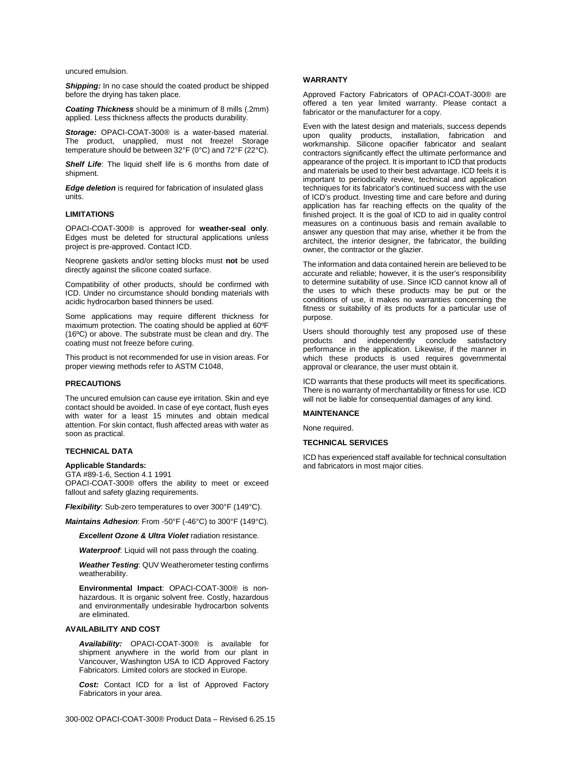uncured emulsion.

***Shipping:*** In no case should the coated product be shipped before the drying has taken place.

***Coating Thickness*** should be a minimum of 8 mills (.2mm) applied. Less thickness affects the products durability.

***Storage:*** OPACI-COAT-300® is a water-based material. The product, unapplied, must not freeze! Storage temperature should be between 32°F (0°C) and 72°F (22°C).

***Shelf Life***: The liquid shelf life is 6 months from date of shipment.

***Edge deletion*** is required for fabrication of insulated glass units.

### LIMITATIONS

OPACI-COAT-300® is approved for **weather-seal only**. Edges must be deleted for structural applications unless project is pre-approved. Contact ICD.

Neoprene gaskets and/or setting blocks must **not** be used directly against the silicone coated surface.

Compatibility of other products, should be confirmed with ICD. Under no circumstance should bonding materials with acidic hydrocarbon based thinners be used.

Some applications may require different thickness for maximum protection. The coating should be applied at 60ºF (16ºC) or above. The substrate must be clean and dry. The coating must not freeze before curing.

This product is not recommended for use in vision areas. For proper viewing methods refer to ASTM C1048,

### PRECAUTIONS

The uncured emulsion can cause eye irritation. Skin and eye contact should be avoided. In case of eye contact, flush eyes with water for a least 15 minutes and obtain medical attention. For skin contact, flush affected areas with water as soon as practical.

### TECHNICAL DATA

**Applicable Standards:**
GTA #89-1-6, Section 4.1 1991
OPACI-COAT-300® offers the ability to meet or exceed fallout and safety glazing requirements.

***Flexibility***: Sub-zero temperatures to over 300°F (149°C).

***Maintains Adhesion***: From -50°F (-46°C) to 300°F (149°C).

***Excellent Ozone & Ultra Violet*** radiation resistance.

***Waterproof***: Liquid will not pass through the coating.

***Weather Testing***: QUV Weatherometer testing confirms weatherability.

**Environmental Impact**: OPACI-COAT-300® is non-hazardous. It is organic solvent free. Costly, hazardous and environmentally undesirable hydrocarbon solvents are eliminated.

### AVAILABILITY AND COST

***Availability:*** OPACI-COAT-300® is available for shipment anywhere in the world from our plant in Vancouver, Washington USA to ICD Approved Factory Fabricators. Limited colors are stocked in Europe.

***Cost:*** Contact ICD for a list of Approved Factory Fabricators in your area.

### WARRANTY

Approved Factory Fabricators of OPACI-COAT-300® are offered a ten year limited warranty. Please contact a fabricator or the manufacturer for a copy.

Even with the latest design and materials, success depends upon quality products, installation, fabrication and workmanship. Silicone opacifier fabricator and sealant contractors significantly effect the ultimate performance and appearance of the project. It is important to ICD that products and materials be used to their best advantage. ICD feels it is important to periodically review, technical and application techniques for its fabricator's continued success with the use of ICD's product. Investing time and care before and during application has far reaching effects on the quality of the finished project. It is the goal of ICD to aid in quality control measures on a continuous basis and remain available to answer any question that may arise, whether it be from the architect, the interior designer, the fabricator, the building owner, the contractor or the glazier.

The information and data contained herein are believed to be accurate and reliable; however, it is the user's responsibility to determine suitability of use. Since ICD cannot know all of the uses to which these products may be put or the conditions of use, it makes no warranties concerning the fitness or suitability of its products for a particular use of purpose.

Users should thoroughly test any proposed use of these products and independently conclude satisfactory performance in the application. Likewise, if the manner in which these products is used requires governmental approval or clearance, the user must obtain it.

ICD warrants that these products will meet its specifications. There is no warranty of merchantability or fitness for use. ICD will not be liable for consequential damages of any kind.

### MAINTENANCE

None required.

### TECHNICAL SERVICES

ICD has experienced staff available for technical consultation and fabricators in most major cities.

300-002 OPACI-COAT-300® Product Data – Revised 6.25.15